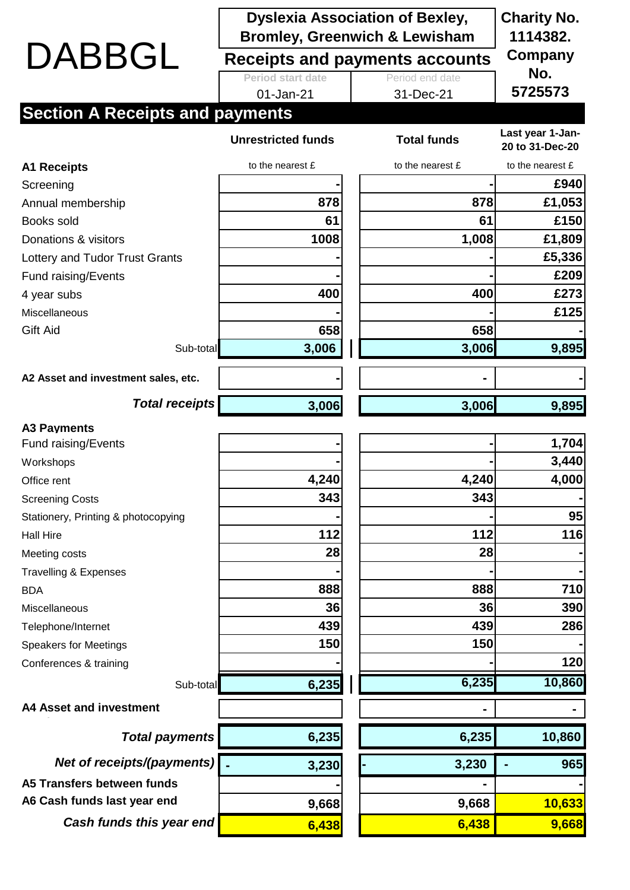# DABBGL

**Dyslexia Association of Bexley, Bromley, Greenwich & Lewisham**

**Receipts and payments accounts**

| Period start date | Period end date |
|---|---|
| 01-Jan-21 | 31-Dec-21 |

**Charity No. 1114382. Company No. 5725573**

## Section A Receipts and payments

| | Unrestricted funds | Total funds | Last year 1-Jan-20 to 31-Dec-20 |
|---|---|---|---|
| **A1 Receipts** | to the nearest £ | to the nearest £ | to the nearest £ |
| Screening | - | - | £940 |
| Annual membership | 878 | 878 | £1,053 |
| Books sold | 61 | 61 | £150 |
| Donations & visitors | 1008 | 1,008 | £1,809 |
| Lottery and Tudor Trust Grants | - | - | £5,336 |
| Fund raising/Events | - | - | £209 |
| 4 year subs | 400 | 400 | £273 |
| Miscellaneous | - | - | £125 |
| Gift Aid | 658 | 658 | - |
| Sub-total | 3,006 | 3,006 | 9,895 |
| **A2 Asset and investment sales, etc.** | - | - | - |
| ***Total receipts*** | 3,006 | 3,006 | 9,895 |
| **A3 Payments** | | | |
| Fund raising/Events | - | - | 1,704 |
| Workshops | - | - | 3,440 |
| Office rent | 4,240 | 4,240 | 4,000 |
| Screening Costs | 343 | 343 | - |
| Stationery, Printing & photocopying | - | - | 95 |
| Hall Hire | 112 | 112 | 116 |
| Meeting costs | 28 | 28 | - |
| Travelling & Expenses | - | - | - |
| BDA | 888 | 888 | 710 |
| Miscellaneous | 36 | 36 | 390 |
| Telephone/Internet | 439 | 439 | 286 |
| Speakers for Meetings | 150 | 150 | - |
| Conferences & training | - | - | 120 |
| Sub-total | 6,235 | 6,235 | 10,860 |
| **A4 Asset and investment** | | - | - |
| ***Total payments*** | 6,235 | 6,235 | 10,860 |
| ***Net of receipts/(payments)*** | - 3,230 | - 3,230 | - 965 |
| **A5 Transfers between funds** | - | - | - |
| **A6 Cash funds last year end** | 9,668 | 9,668 | 10,633 |
| ***Cash funds this year end*** | 6,438 | 6,438 | 9,668 |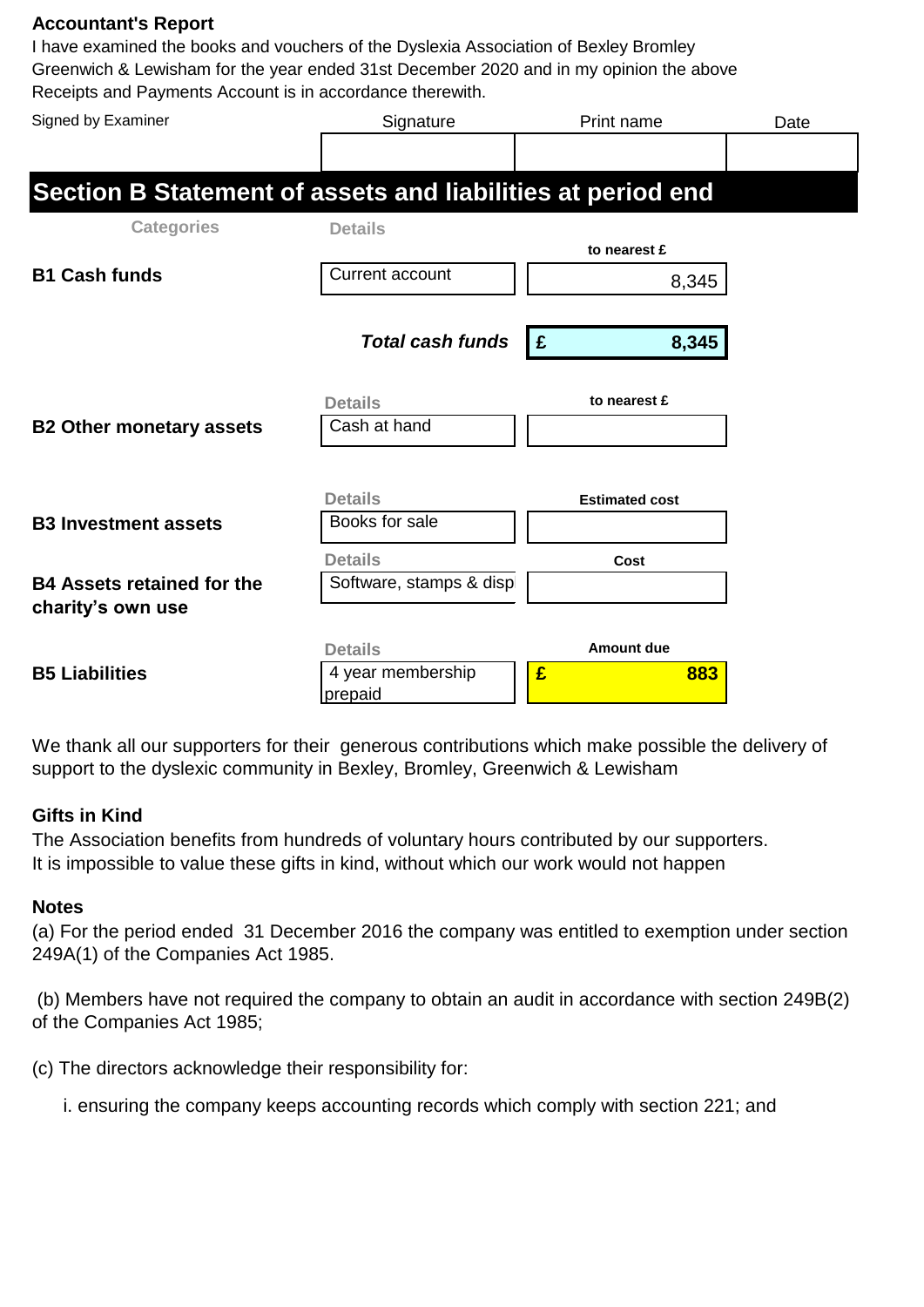**Accountant's Report**

I have examined the books and vouchers of the Dyslexia Association of Bexley Bromley Greenwich & Lewisham for the year ended 31st December 2020 and in my opinion the above Receipts and Payments Account is in accordance therewith.

| Signed by Examiner | Signature | Print name | Date |
|---|---|---|---|
| | | | |

## Section B Statement of assets and liabilities at period end

| Categories | Details | |
|---|---|---|
| | | to nearest £ |
| **B1 Cash funds** | Current account | 8,345 |
| | ***Total cash funds*** | **£ 8,345** |
| | **Details** | **to nearest £** |
| **B2 Other monetary assets** | Cash at hand | |
| | **Details** | **Estimated cost** |
| **B3 Investment assets** | Books for sale | |
| | **Details** | **Cost** |
| **B4 Assets retained for the charity's own use** | Software, stamps & displ | |
| | **Details** | **Amount due** |
| **B5 Liabilities** | 4 year membership prepaid | **£ 883** |

We thank all our supporters for their generous contributions which make possible the delivery of support to the dyslexic community in Bexley, Bromley, Greenwich & Lewisham

**Gifts in Kind**

The Association benefits from hundreds of voluntary hours contributed by our supporters. It is impossible to value these gifts in kind, without which our work would not happen

**Notes**

(a) For the period ended 31 December 2016 the company was entitled to exemption under section 249A(1) of the Companies Act 1985.

(b) Members have not required the company to obtain an audit in accordance with section 249B(2) of the Companies Act 1985;

(c) The directors acknowledge their responsibility for:

i. ensuring the company keeps accounting records which comply with section 221; and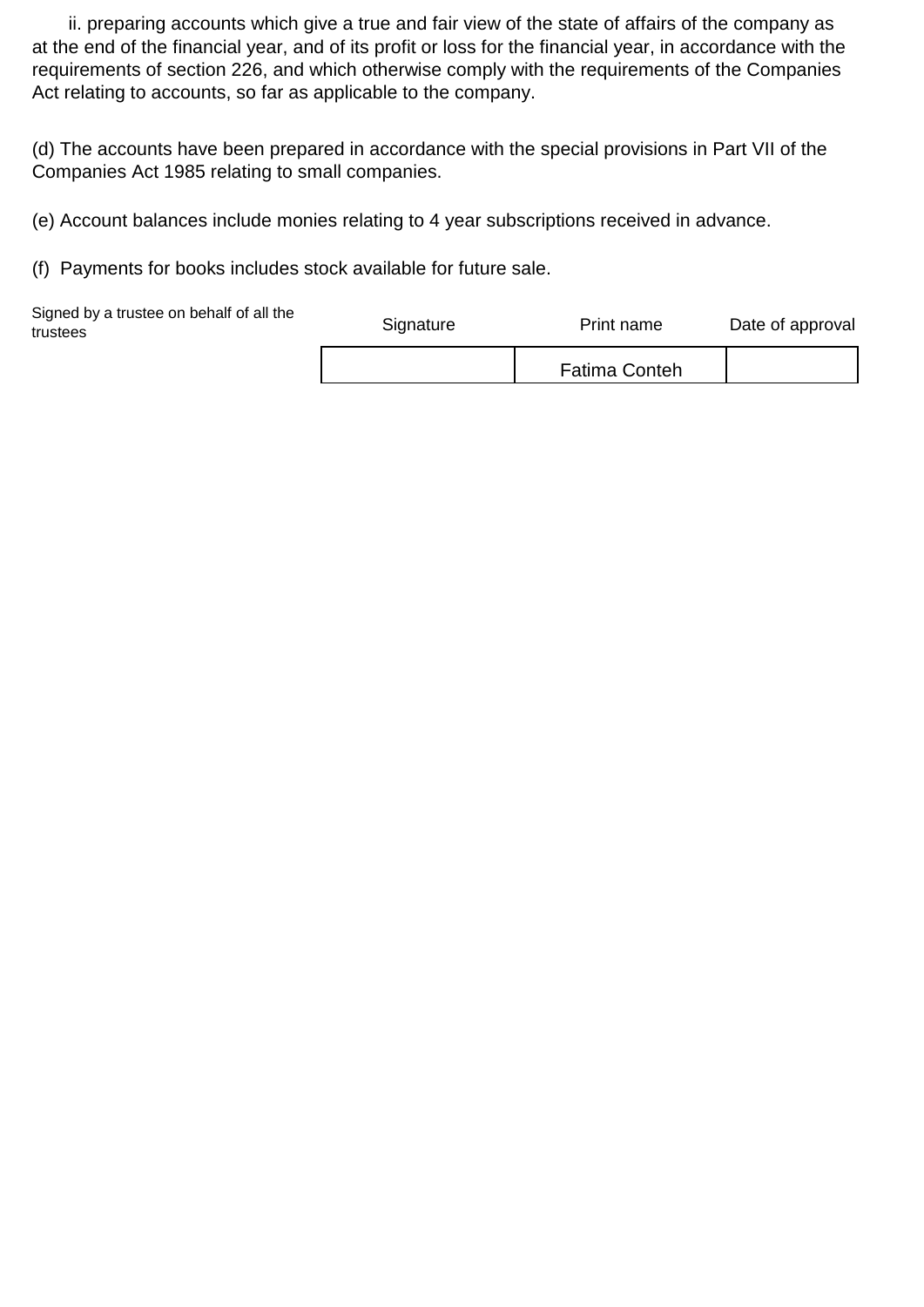ii. preparing accounts which give a true and fair view of the state of affairs of the company as at the end of the financial year, and of its profit or loss for the financial year, in accordance with the requirements of section 226, and which otherwise comply with the requirements of the Companies Act relating to accounts, so far as applicable to the company.

(d) The accounts have been prepared in accordance with the special provisions in Part VII of the Companies Act 1985 relating to small companies.

(e) Account balances include monies relating to 4 year subscriptions received in advance.

(f) Payments for books includes stock available for future sale.

| | Signature | Print name | Date of approval |
|---|---|---|---|
| Signed by a trustee on behalf of all the trustees | | Fatima Conteh | |